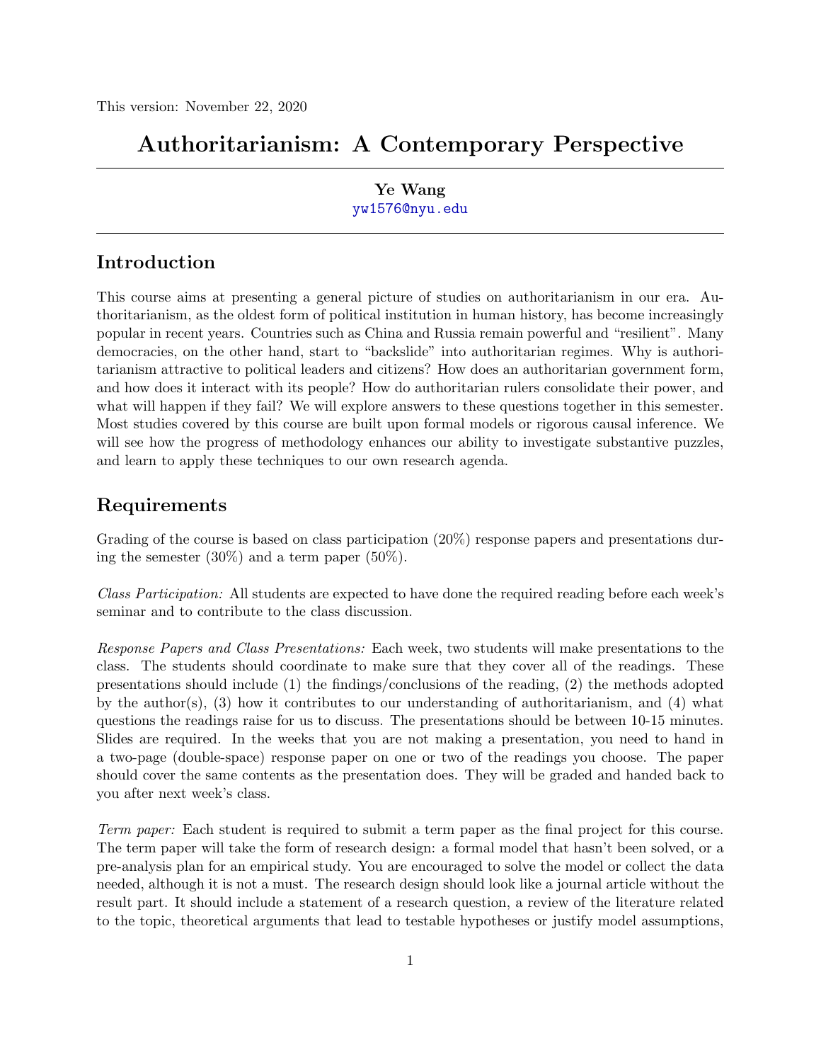This version: November 22, 2020

# Authoritarianism: A Contemporary Perspective

**Ye Wang**
yw1576@nyu.edu

## Introduction

This course aims at presenting a general picture of studies on authoritarianism in our era. Authoritarianism, as the oldest form of political institution in human history, has become increasingly popular in recent years. Countries such as China and Russia remain powerful and "resilient". Many democracies, on the other hand, start to "backslide" into authoritarian regimes. Why is authoritarianism attractive to political leaders and citizens? How does an authoritarian government form, and how does it interact with its people? How do authoritarian rulers consolidate their power, and what will happen if they fail? We will explore answers to these questions together in this semester. Most studies covered by this course are built upon formal models or rigorous causal inference. We will see how the progress of methodology enhances our ability to investigate substantive puzzles, and learn to apply these techniques to our own research agenda.

## Requirements

Grading of the course is based on class participation (20%) response papers and presentations during the semester (30%) and a term paper (50%).

*Class Participation:* All students are expected to have done the required reading before each week's seminar and to contribute to the class discussion.

*Response Papers and Class Presentations:* Each week, two students will make presentations to the class. The students should coordinate to make sure that they cover all of the readings. These presentations should include (1) the findings/conclusions of the reading, (2) the methods adopted by the author(s), (3) how it contributes to our understanding of authoritarianism, and (4) what questions the readings raise for us to discuss. The presentations should be between 10-15 minutes. Slides are required. In the weeks that you are not making a presentation, you need to hand in a two-page (double-space) response paper on one or two of the readings you choose. The paper should cover the same contents as the presentation does. They will be graded and handed back to you after next week's class.

*Term paper:* Each student is required to submit a term paper as the final project for this course. The term paper will take the form of research design: a formal model that hasn't been solved, or a pre-analysis plan for an empirical study. You are encouraged to solve the model or collect the data needed, although it is not a must. The research design should look like a journal article without the result part. It should include a statement of a research question, a review of the literature related to the topic, theoretical arguments that lead to testable hypotheses or justify model assumptions,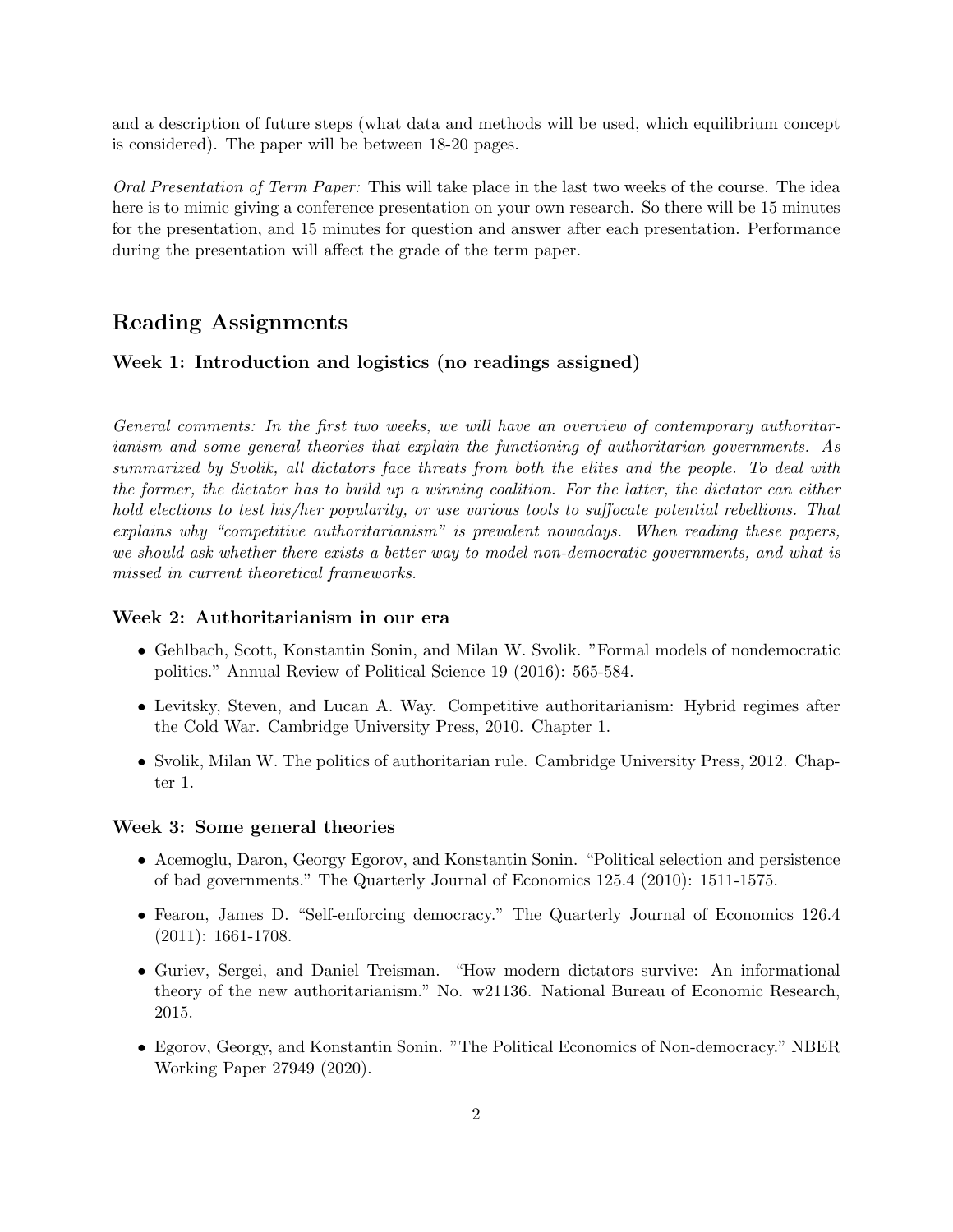and a description of future steps (what data and methods will be used, which equilibrium concept is considered). The paper will be between 18-20 pages.

*Oral Presentation of Term Paper:* This will take place in the last two weeks of the course. The idea here is to mimic giving a conference presentation on your own research. So there will be 15 minutes for the presentation, and 15 minutes for question and answer after each presentation. Performance during the presentation will affect the grade of the term paper.

## Reading Assignments

### Week 1: Introduction and logistics (no readings assigned)

*General comments: In the first two weeks, we will have an overview of contemporary authoritarianism and some general theories that explain the functioning of authoritarian governments. As summarized by Svolik, all dictators face threats from both the elites and the people. To deal with the former, the dictator has to build up a winning coalition. For the latter, the dictator can either hold elections to test his/her popularity, or use various tools to suffocate potential rebellions. That explains why "competitive authoritarianism" is prevalent nowadays. When reading these papers, we should ask whether there exists a better way to model non-democratic governments, and what is missed in current theoretical frameworks.*

### Week 2: Authoritarianism in our era

- Gehlbach, Scott, Konstantin Sonin, and Milan W. Svolik. "Formal models of nondemocratic politics." Annual Review of Political Science 19 (2016): 565-584.
- Levitsky, Steven, and Lucan A. Way. Competitive authoritarianism: Hybrid regimes after the Cold War. Cambridge University Press, 2010. Chapter 1.
- Svolik, Milan W. The politics of authoritarian rule. Cambridge University Press, 2012. Chapter 1.

### Week 3: Some general theories

- Acemoglu, Daron, Georgy Egorov, and Konstantin Sonin. "Political selection and persistence of bad governments." The Quarterly Journal of Economics 125.4 (2010): 1511-1575.
- Fearon, James D. "Self-enforcing democracy." The Quarterly Journal of Economics 126.4 (2011): 1661-1708.
- Guriev, Sergei, and Daniel Treisman. "How modern dictators survive: An informational theory of the new authoritarianism." No. w21136. National Bureau of Economic Research, 2015.
- Egorov, Georgy, and Konstantin Sonin. "The Political Economics of Non-democracy." NBER Working Paper 27949 (2020).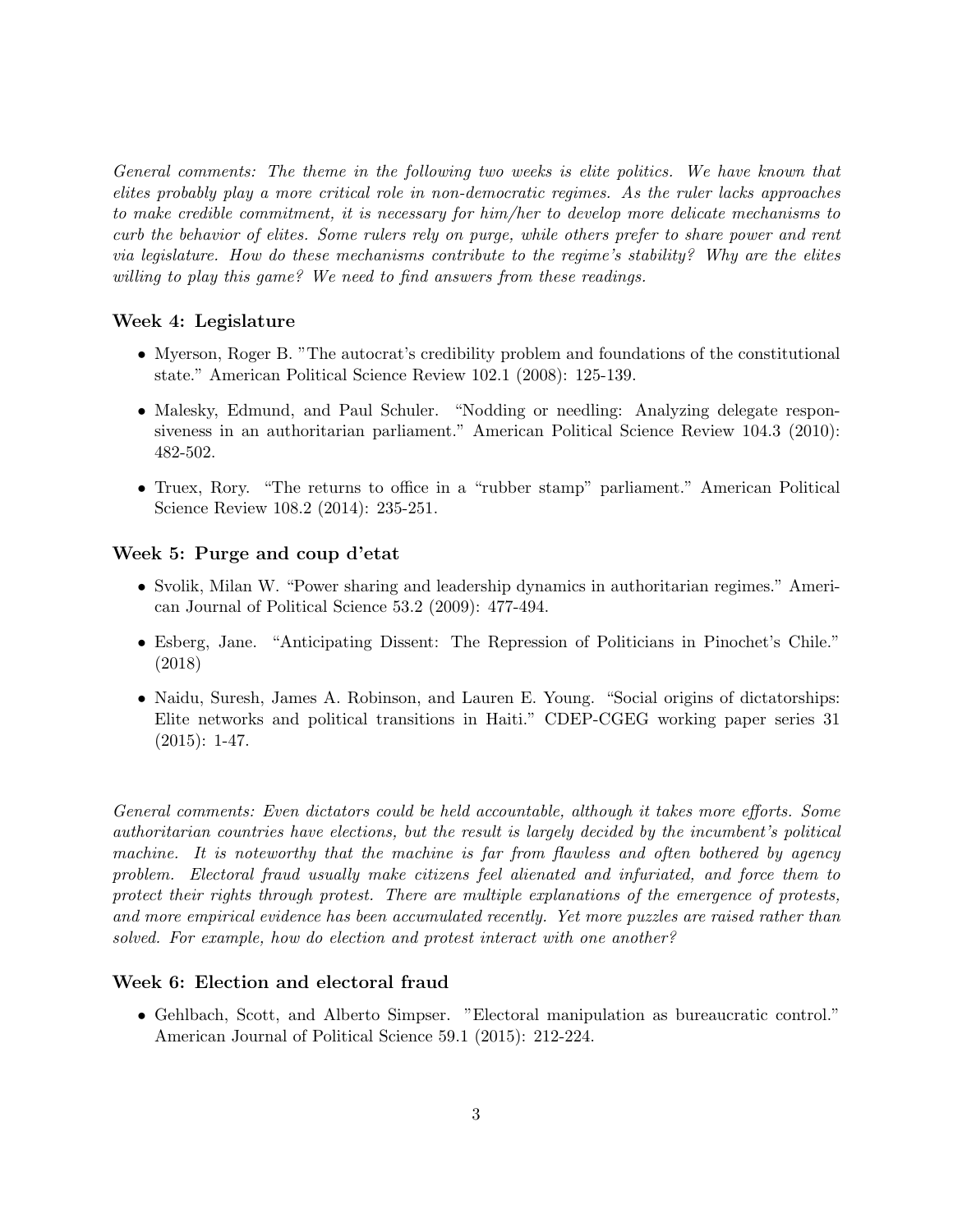*General comments: The theme in the following two weeks is elite politics. We have known that elites probably play a more critical role in non-democratic regimes. As the ruler lacks approaches to make credible commitment, it is necessary for him/her to develop more delicate mechanisms to curb the behavior of elites. Some rulers rely on purge, while others prefer to share power and rent via legislature. How do these mechanisms contribute to the regime's stability? Why are the elites willing to play this game? We need to find answers from these readings.*

### Week 4: Legislature

- Myerson, Roger B. "The autocrat's credibility problem and foundations of the constitutional state." American Political Science Review 102.1 (2008): 125-139.
- Malesky, Edmund, and Paul Schuler. "Nodding or needling: Analyzing delegate responsiveness in an authoritarian parliament." American Political Science Review 104.3 (2010): 482-502.
- Truex, Rory. "The returns to office in a "rubber stamp" parliament." American Political Science Review 108.2 (2014): 235-251.

### Week 5: Purge and coup d'etat

- Svolik, Milan W. "Power sharing and leadership dynamics in authoritarian regimes." American Journal of Political Science 53.2 (2009): 477-494.
- Esberg, Jane. "Anticipating Dissent: The Repression of Politicians in Pinochet's Chile." (2018)
- Naidu, Suresh, James A. Robinson, and Lauren E. Young. "Social origins of dictatorships: Elite networks and political transitions in Haiti." CDEP-CGEG working paper series 31 (2015): 1-47.

*General comments: Even dictators could be held accountable, although it takes more efforts. Some authoritarian countries have elections, but the result is largely decided by the incumbent's political machine. It is noteworthy that the machine is far from flawless and often bothered by agency problem. Electoral fraud usually make citizens feel alienated and infuriated, and force them to protect their rights through protest. There are multiple explanations of the emergence of protests, and more empirical evidence has been accumulated recently. Yet more puzzles are raised rather than solved. For example, how do election and protest interact with one another?*

### Week 6: Election and electoral fraud

- Gehlbach, Scott, and Alberto Simpser. "Electoral manipulation as bureaucratic control." American Journal of Political Science 59.1 (2015): 212-224.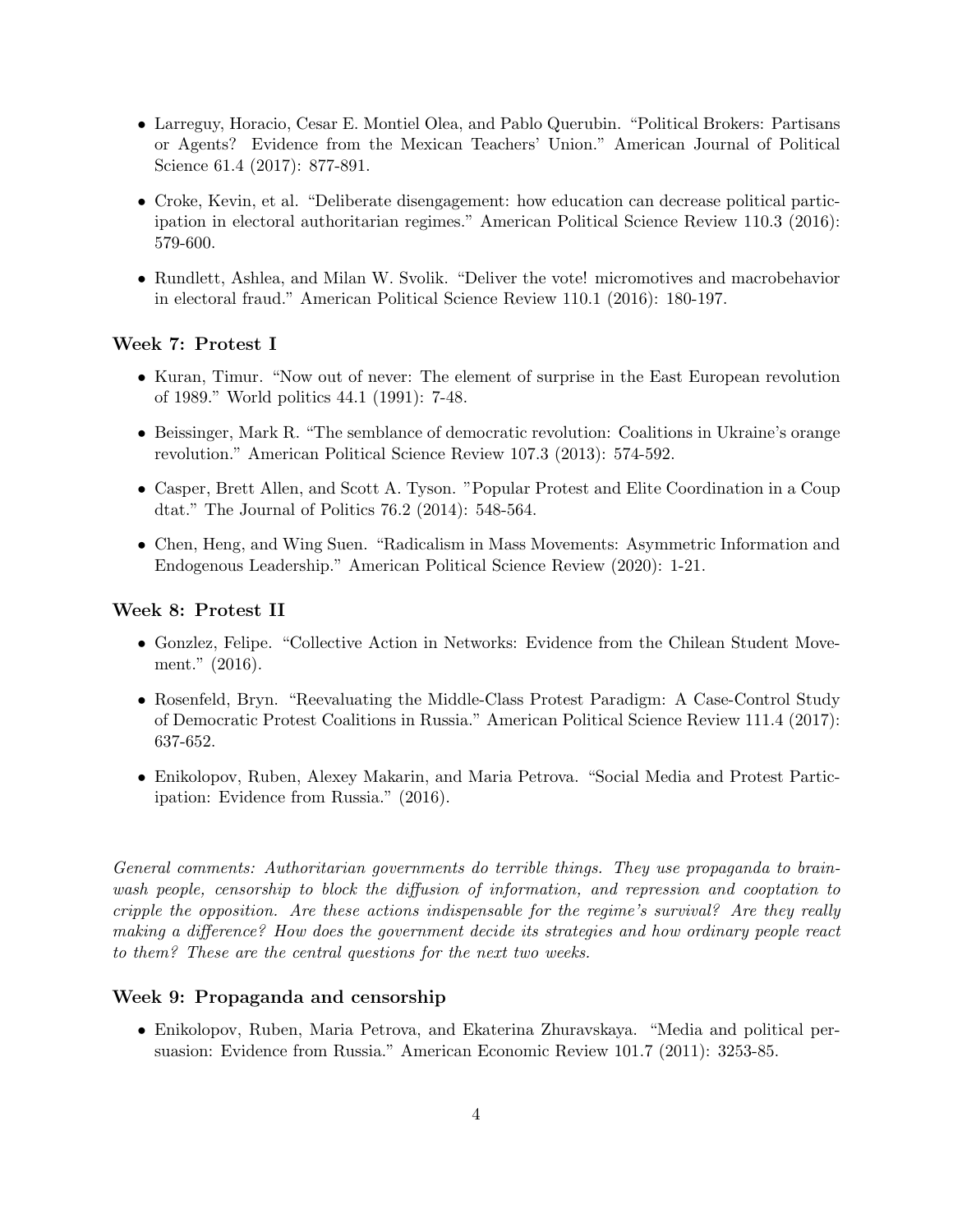- Larreguy, Horacio, Cesar E. Montiel Olea, and Pablo Querubin. "Political Brokers: Partisans or Agents? Evidence from the Mexican Teachers' Union." American Journal of Political Science 61.4 (2017): 877-891.
- Croke, Kevin, et al. "Deliberate disengagement: how education can decrease political participation in electoral authoritarian regimes." American Political Science Review 110.3 (2016): 579-600.
- Rundlett, Ashlea, and Milan W. Svolik. "Deliver the vote! micromotives and macrobehavior in electoral fraud." American Political Science Review 110.1 (2016): 180-197.

### Week 7: Protest I

- Kuran, Timur. "Now out of never: The element of surprise in the East European revolution of 1989." World politics 44.1 (1991): 7-48.
- Beissinger, Mark R. "The semblance of democratic revolution: Coalitions in Ukraine's orange revolution." American Political Science Review 107.3 (2013): 574-592.
- Casper, Brett Allen, and Scott A. Tyson. "Popular Protest and Elite Coordination in a Coup dtat." The Journal of Politics 76.2 (2014): 548-564.
- Chen, Heng, and Wing Suen. "Radicalism in Mass Movements: Asymmetric Information and Endogenous Leadership." American Political Science Review (2020): 1-21.

### Week 8: Protest II

- Gonzlez, Felipe. "Collective Action in Networks: Evidence from the Chilean Student Movement." (2016).
- Rosenfeld, Bryn. "Reevaluating the Middle-Class Protest Paradigm: A Case-Control Study of Democratic Protest Coalitions in Russia." American Political Science Review 111.4 (2017): 637-652.
- Enikolopov, Ruben, Alexey Makarin, and Maria Petrova. "Social Media and Protest Participation: Evidence from Russia." (2016).

*General comments: Authoritarian governments do terrible things. They use propaganda to brainwash people, censorship to block the diffusion of information, and repression and cooptation to cripple the opposition. Are these actions indispensable for the regime's survival? Are they really making a difference? How does the government decide its strategies and how ordinary people react to them? These are the central questions for the next two weeks.*

### Week 9: Propaganda and censorship

- Enikolopov, Ruben, Maria Petrova, and Ekaterina Zhuravskaya. "Media and political persuasion: Evidence from Russia." American Economic Review 101.7 (2011): 3253-85.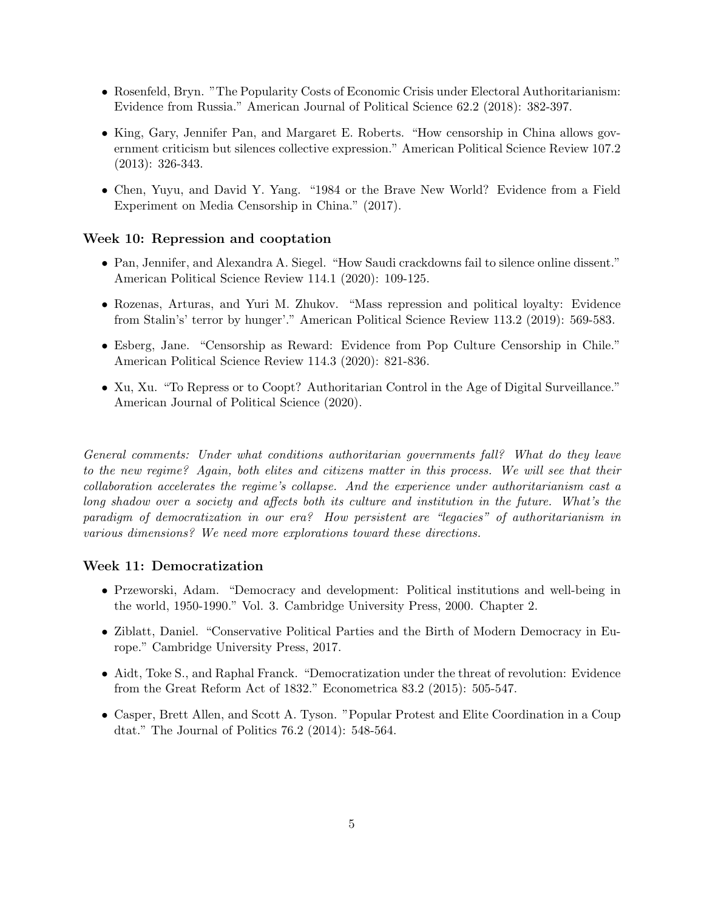- Rosenfeld, Bryn. "The Popularity Costs of Economic Crisis under Electoral Authoritarianism: Evidence from Russia." American Journal of Political Science 62.2 (2018): 382-397.

- King, Gary, Jennifer Pan, and Margaret E. Roberts. "How censorship in China allows government criticism but silences collective expression." American Political Science Review 107.2 (2013): 326-343.

- Chen, Yuyu, and David Y. Yang. "1984 or the Brave New World? Evidence from a Field Experiment on Media Censorship in China." (2017).

### Week 10: Repression and cooptation

- Pan, Jennifer, and Alexandra A. Siegel. "How Saudi crackdowns fail to silence online dissent." American Political Science Review 114.1 (2020): 109-125.

- Rozenas, Arturas, and Yuri M. Zhukov. "Mass repression and political loyalty: Evidence from Stalin's' terror by hunger'." American Political Science Review 113.2 (2019): 569-583.

- Esberg, Jane. "Censorship as Reward: Evidence from Pop Culture Censorship in Chile." American Political Science Review 114.3 (2020): 821-836.

- Xu, Xu. "To Repress or to Coopt? Authoritarian Control in the Age of Digital Surveillance." American Journal of Political Science (2020).

*General comments: Under what conditions authoritarian governments fall? What do they leave to the new regime? Again, both elites and citizens matter in this process. We will see that their collaboration accelerates the regime's collapse. And the experience under authoritarianism cast a long shadow over a society and affects both its culture and institution in the future. What's the paradigm of democratization in our era? How persistent are "legacies" of authoritarianism in various dimensions? We need more explorations toward these directions.*

### Week 11: Democratization

- Przeworski, Adam. "Democracy and development: Political institutions and well-being in the world, 1950-1990." Vol. 3. Cambridge University Press, 2000. Chapter 2.

- Ziblatt, Daniel. "Conservative Political Parties and the Birth of Modern Democracy in Europe." Cambridge University Press, 2017.

- Aidt, Toke S., and Raphal Franck. "Democratization under the threat of revolution: Evidence from the Great Reform Act of 1832." Econometrica 83.2 (2015): 505-547.

- Casper, Brett Allen, and Scott A. Tyson. "Popular Protest and Elite Coordination in a Coup dtat." The Journal of Politics 76.2 (2014): 548-564.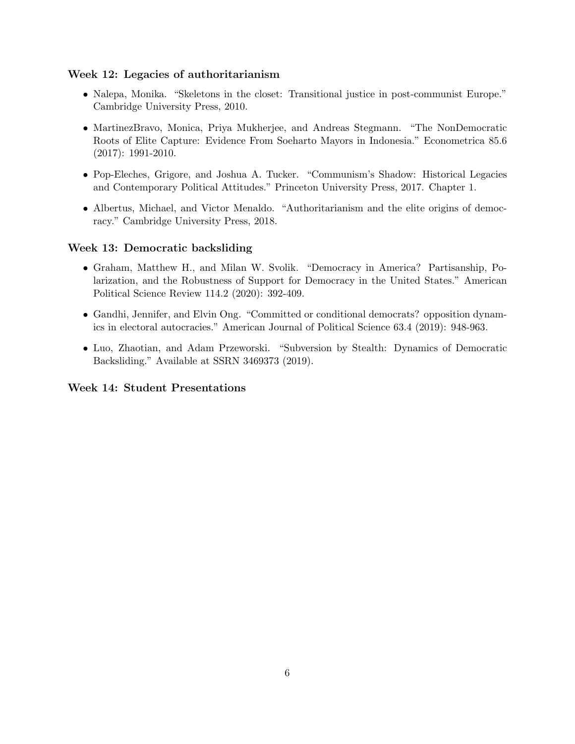### Week 12: Legacies of authoritarianism

- Nalepa, Monika. "Skeletons in the closet: Transitional justice in post-communist Europe." Cambridge University Press, 2010.
- MartinezBravo, Monica, Priya Mukherjee, and Andreas Stegmann. "The NonDemocratic Roots of Elite Capture: Evidence From Soeharto Mayors in Indonesia." Econometrica 85.6 (2017): 1991-2010.
- Pop-Eleches, Grigore, and Joshua A. Tucker. "Communism's Shadow: Historical Legacies and Contemporary Political Attitudes." Princeton University Press, 2017. Chapter 1.
- Albertus, Michael, and Victor Menaldo. "Authoritarianism and the elite origins of democracy." Cambridge University Press, 2018.

### Week 13: Democratic backsliding

- Graham, Matthew H., and Milan W. Svolik. "Democracy in America? Partisanship, Polarization, and the Robustness of Support for Democracy in the United States." American Political Science Review 114.2 (2020): 392-409.
- Gandhi, Jennifer, and Elvin Ong. "Committed or conditional democrats? opposition dynamics in electoral autocracies." American Journal of Political Science 63.4 (2019): 948-963.
- Luo, Zhaotian, and Adam Przeworski. "Subversion by Stealth: Dynamics of Democratic Backsliding." Available at SSRN 3469373 (2019).

### Week 14: Student Presentations